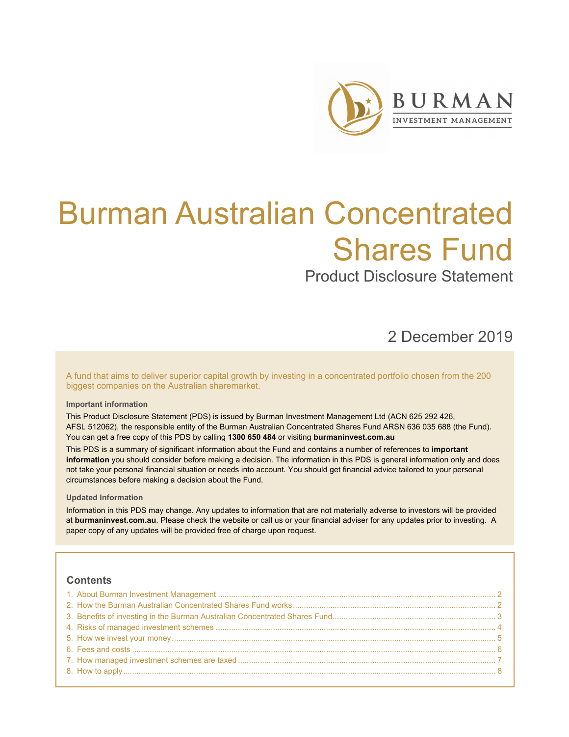BURMAN
INVESTMENT MANAGEMENT

# Burman Australian Concentrated Shares Fund

## Product Disclosure Statement

2 December 2019

A fund that aims to deliver superior capital growth by investing in a concentrated portfolio chosen from the 200 biggest companies on the Australian sharemarket.

**Important information**

This Product Disclosure Statement (PDS) is issued by Burman Investment Management Ltd (ACN 625 292 426, AFSL 512062), the responsible entity of the Burman Australian Concentrated Shares Fund ARSN 636 035 688 (the Fund). You can get a free copy of this PDS by calling **1300 650 484** or visiting **burmaninvest.com.au**

This PDS is a summary of significant information about the Fund and contains a number of references to **important information** you should consider before making a decision. The information in this PDS is general information only and does not take your personal financial situation or needs into account. You should get financial advice tailored to your personal circumstances before making a decision about the Fund.

**Updated Information**

Information in this PDS may change. Any updates to information that are not materially adverse to investors will be provided at **burmaninvest.com.au**. Please check the website or call us or your financial adviser for any updates prior to investing. A paper copy of any updates will be provided free of charge upon request.

### Contents

1. About Burman Investment Management ..... 2
2. How the Burman Australian Concentrated Shares Fund works ..... 2
3. Benefits of investing in the Burman Australian Concentrated Shares Fund ..... 3
4. Risks of managed investment schemes ..... 4
5. How we invest your money ..... 5
6. Fees and costs ..... 6
7. How managed investment schemes are taxed ..... 7
8. How to apply ..... 8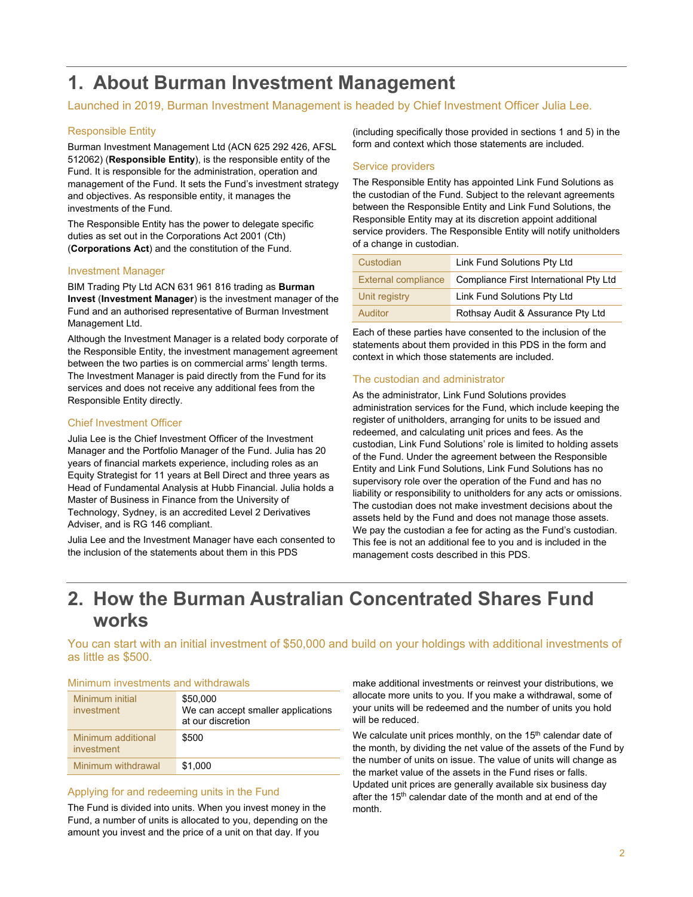# 1. About Burman Investment Management

Launched in 2019, Burman Investment Management is headed by Chief Investment Officer Julia Lee.

### Responsible Entity

Burman Investment Management Ltd (ACN 625 292 426, AFSL 512062) (**Responsible Entity**), is the responsible entity of the Fund. It is responsible for the administration, operation and management of the Fund. It sets the Fund's investment strategy and objectives. As responsible entity, it manages the investments of the Fund.

The Responsible Entity has the power to delegate specific duties as set out in the Corporations Act 2001 (Cth) (**Corporations Act**) and the constitution of the Fund.

### Investment Manager

BIM Trading Pty Ltd ACN 631 961 816 trading as **Burman Invest** (**Investment Manager**) is the investment manager of the Fund and an authorised representative of Burman Investment Management Ltd.

Although the Investment Manager is a related body corporate of the Responsible Entity, the investment management agreement between the two parties is on commercial arms' length terms. The Investment Manager is paid directly from the Fund for its services and does not receive any additional fees from the Responsible Entity directly.

### Chief Investment Officer

Julia Lee is the Chief Investment Officer of the Investment Manager and the Portfolio Manager of the Fund. Julia has 20 years of financial markets experience, including roles as an Equity Strategist for 11 years at Bell Direct and three years as Head of Fundamental Analysis at Hubb Financial. Julia holds a Master of Business in Finance from the University of Technology, Sydney, is an accredited Level 2 Derivatives Adviser, and is RG 146 compliant.

Julia Lee and the Investment Manager have each consented to the inclusion of the statements about them in this PDS (including specifically those provided in sections 1 and 5) in the form and context which those statements are included.

### Service providers

The Responsible Entity has appointed Link Fund Solutions as the custodian of the Fund. Subject to the relevant agreements between the Responsible Entity and Link Fund Solutions, the Responsible Entity may at its discretion appoint additional service providers. The Responsible Entity will notify unitholders of a change in custodian.

| | |
|---|---|
| Custodian | Link Fund Solutions Pty Ltd |
| External compliance | Compliance First International Pty Ltd |
| Unit registry | Link Fund Solutions Pty Ltd |
| Auditor | Rothsay Audit & Assurance Pty Ltd |

Each of these parties have consented to the inclusion of the statements about them provided in this PDS in the form and context in which those statements are included.

### The custodian and administrator

As the administrator, Link Fund Solutions provides administration services for the Fund, which include keeping the register of unitholders, arranging for units to be issued and redeemed, and calculating unit prices and fees. As the custodian, Link Fund Solutions' role is limited to holding assets of the Fund. Under the agreement between the Responsible Entity and Link Fund Solutions, Link Fund Solutions has no supervisory role over the operation of the Fund and has no liability or responsibility to unitholders for any acts or omissions. The custodian does not make investment decisions about the assets held by the Fund and does not manage those assets. We pay the custodian a fee for acting as the Fund's custodian. This fee is not an additional fee to you and is included in the management costs described in this PDS.

# 2. How the Burman Australian Concentrated Shares Fund works

You can start with an initial investment of $50,000 and build on your holdings with additional investments of as little as $500.

### Minimum investments and withdrawals

| | |
|---|---|
| Minimum initial investment | $50,000<br>We can accept smaller applications at our discretion |
| Minimum additional investment | $500 |
| Minimum withdrawal | $1,000 |

### Applying for and redeeming units in the Fund

The Fund is divided into units. When you invest money in the Fund, a number of units is allocated to you, depending on the amount you invest and the price of a unit on that day. If you make additional investments or reinvest your distributions, we allocate more units to you. If you make a withdrawal, some of your units will be redeemed and the number of units you hold will be reduced.

We calculate unit prices monthly, on the 15th calendar date of the month, by dividing the net value of the assets of the Fund by the number of units on issue. The value of units will change as the market value of the assets in the Fund rises or falls. Updated unit prices are generally available six business day after the 15th calendar date of the month and at end of the month.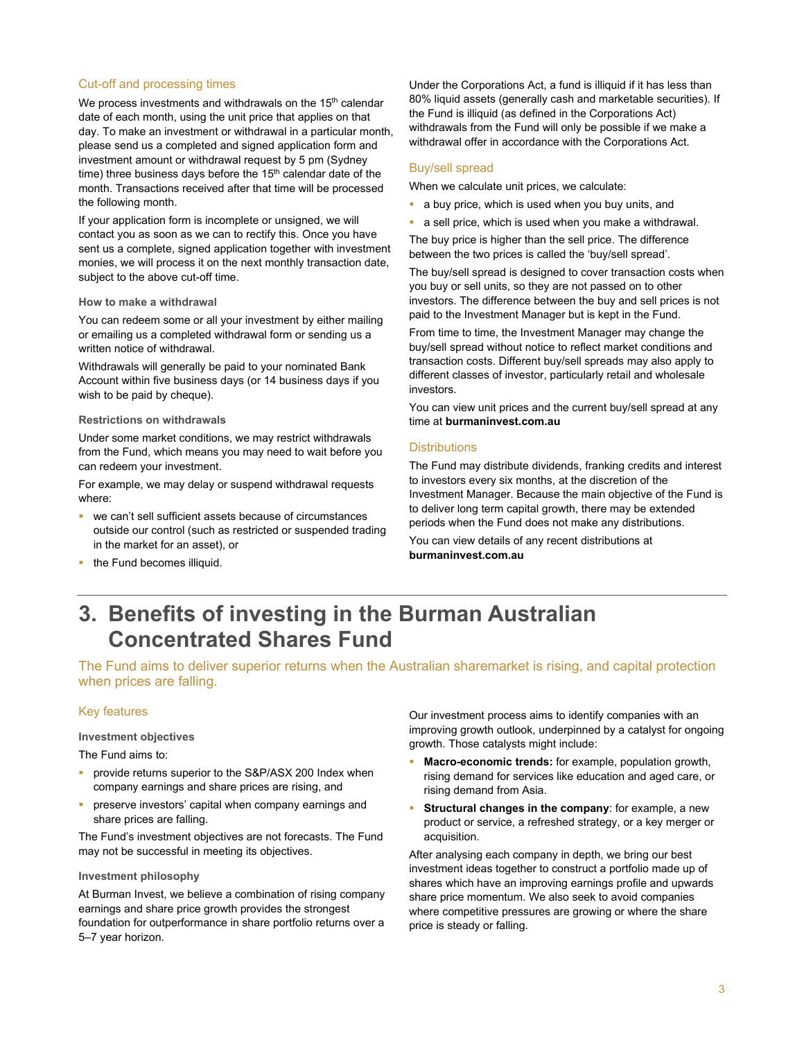### Cut-off and processing times

We process investments and withdrawals on the 15th calendar date of each month, using the unit price that applies on that day. To make an investment or withdrawal in a particular month, please send us a completed and signed application form and investment amount or withdrawal request by 5 pm (Sydney time) three business days before the 15th calendar date of the month. Transactions received after that time will be processed the following month.

If your application form is incomplete or unsigned, we will contact you as soon as we can to rectify this. Once you have sent us a complete, signed application together with investment monies, we will process it on the next monthly transaction date, subject to the above cut-off time.

#### How to make a withdrawal

You can redeem some or all your investment by either mailing or emailing us a completed withdrawal form or sending us a written notice of withdrawal.

Withdrawals will generally be paid to your nominated Bank Account within five business days (or 14 business days if you wish to be paid by cheque).

#### Restrictions on withdrawals

Under some market conditions, we may restrict withdrawals from the Fund, which means you may need to wait before you can redeem your investment.

For example, we may delay or suspend withdrawal requests where:

- we can't sell sufficient assets because of circumstances outside our control (such as restricted or suspended trading in the market for an asset), or
- the Fund becomes illiquid.

Under the Corporations Act, a fund is illiquid if it has less than 80% liquid assets (generally cash and marketable securities). If the Fund is illiquid (as defined in the Corporations Act) withdrawals from the Fund will only be possible if we make a withdrawal offer in accordance with the Corporations Act.

### Buy/sell spread

When we calculate unit prices, we calculate:

- a buy price, which is used when you buy units, and
- a sell price, which is used when you make a withdrawal.

The buy price is higher than the sell price. The difference between the two prices is called the 'buy/sell spread'.

The buy/sell spread is designed to cover transaction costs when you buy or sell units, so they are not passed on to other investors. The difference between the buy and sell prices is not paid to the Investment Manager but is kept in the Fund.

From time to time, the Investment Manager may change the buy/sell spread without notice to reflect market conditions and transaction costs. Different buy/sell spreads may also apply to different classes of investor, particularly retail and wholesale investors.

You can view unit prices and the current buy/sell spread at any time at **burmaninvest.com.au**

### Distributions

The Fund may distribute dividends, franking credits and interest to investors every six months, at the discretion of the Investment Manager. Because the main objective of the Fund is to deliver long term capital growth, there may be extended periods when the Fund does not make any distributions.

You can view details of any recent distributions at **burmaninvest.com.au**

# 3. Benefits of investing in the Burman Australian Concentrated Shares Fund

The Fund aims to deliver superior returns when the Australian sharemarket is rising, and capital protection when prices are falling.

### Key features

#### Investment objectives

The Fund aims to:

- provide returns superior to the S&P/ASX 200 Index when company earnings and share prices are rising, and
- preserve investors' capital when company earnings and share prices are falling.

The Fund's investment objectives are not forecasts. The Fund may not be successful in meeting its objectives.

#### Investment philosophy

At Burman Invest, we believe a combination of rising company earnings and share price growth provides the strongest foundation for outperformance in share portfolio returns over a 5–7 year horizon.

Our investment process aims to identify companies with an improving growth outlook, underpinned by a catalyst for ongoing growth. Those catalysts might include:

- **Macro-economic trends:** for example, population growth, rising demand for services like education and aged care, or rising demand from Asia.
- **Structural changes in the company**: for example, a new product or service, a refreshed strategy, or a key merger or acquisition.

After analysing each company in depth, we bring our best investment ideas together to construct a portfolio made up of shares which have an improving earnings profile and upwards share price momentum. We also seek to avoid companies where competitive pressures are growing or where the share price is steady or falling.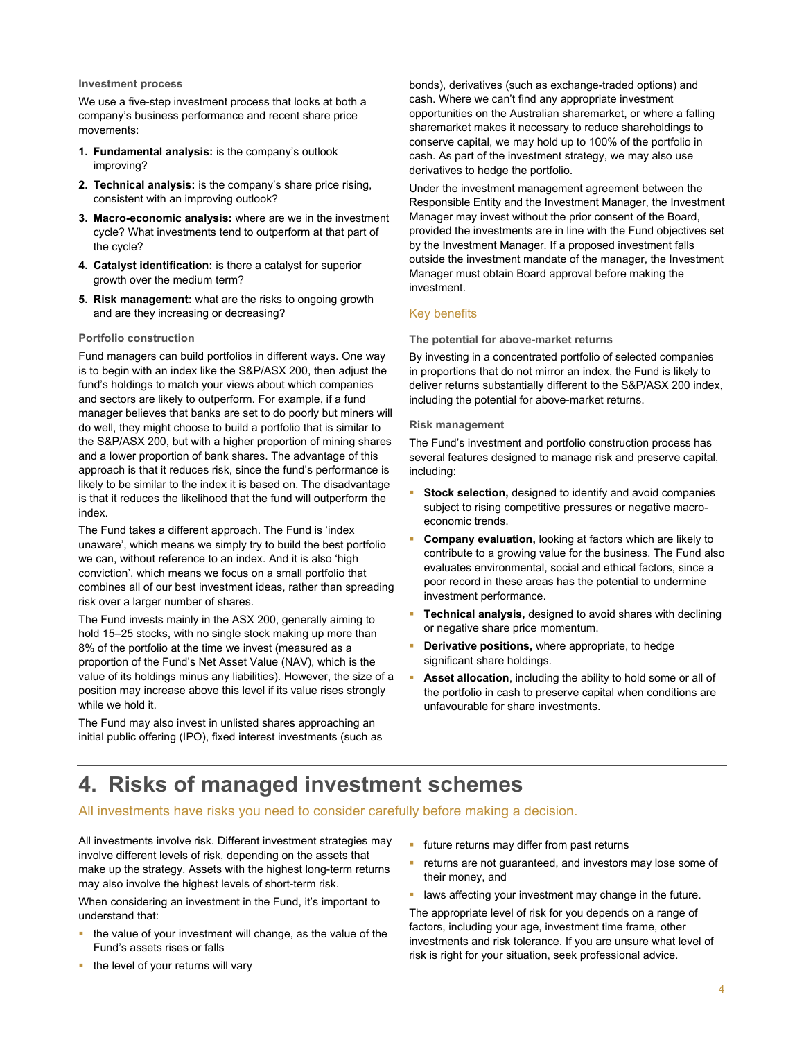### Investment process

We use a five-step investment process that looks at both a company's business performance and recent share price movements:

1. **Fundamental analysis:** is the company's outlook improving?
2. **Technical analysis:** is the company's share price rising, consistent with an improving outlook?
3. **Macro-economic analysis:** where are we in the investment cycle? What investments tend to outperform at that part of the cycle?
4. **Catalyst identification:** is there a catalyst for superior growth over the medium term?
5. **Risk management:** what are the risks to ongoing growth and are they increasing or decreasing?

### Portfolio construction

Fund managers can build portfolios in different ways. One way is to begin with an index like the S&P/ASX 200, then adjust the fund's holdings to match your views about which companies and sectors are likely to outperform. For example, if a fund manager believes that banks are set to do poorly but miners will do well, they might choose to build a portfolio that is similar to the S&P/ASX 200, but with a higher proportion of mining shares and a lower proportion of bank shares. The advantage of this approach is that it reduces risk, since the fund's performance is likely to be similar to the index it is based on. The disadvantage is that it reduces the likelihood that the fund will outperform the index.

The Fund takes a different approach. The Fund is 'index unaware', which means we simply try to build the best portfolio we can, without reference to an index. And it is also 'high conviction', which means we focus on a small portfolio that combines all of our best investment ideas, rather than spreading risk over a larger number of shares.

The Fund invests mainly in the ASX 200, generally aiming to hold 15–25 stocks, with no single stock making up more than 8% of the portfolio at the time we invest (measured as a proportion of the Fund's Net Asset Value (NAV), which is the value of its holdings minus any liabilities). However, the size of a position may increase above this level if its value rises strongly while we hold it.

The Fund may also invest in unlisted shares approaching an initial public offering (IPO), fixed interest investments (such as bonds), derivatives (such as exchange-traded options) and cash. Where we can't find any appropriate investment opportunities on the Australian sharemarket, or where a falling sharemarket makes it necessary to reduce shareholdings to conserve capital, we may hold up to 100% of the portfolio in cash. As part of the investment strategy, we may also use derivatives to hedge the portfolio.

Under the investment management agreement between the Responsible Entity and the Investment Manager, the Investment Manager may invest without the prior consent of the Board, provided the investments are in line with the Fund objectives set by the Investment Manager. If a proposed investment falls outside the investment mandate of the manager, the Investment Manager must obtain Board approval before making the investment.

## Key benefits

### The potential for above-market returns

By investing in a concentrated portfolio of selected companies in proportions that do not mirror an index, the Fund is likely to deliver returns substantially different to the S&P/ASX 200 index, including the potential for above-market returns.

### Risk management

The Fund's investment and portfolio construction process has several features designed to manage risk and preserve capital, including:

- **Stock selection,** designed to identify and avoid companies subject to rising competitive pressures or negative macro-economic trends.
- **Company evaluation,** looking at factors which are likely to contribute to a growing value for the business. The Fund also evaluates environmental, social and ethical factors, since a poor record in these areas has the potential to undermine investment performance.
- **Technical analysis,** designed to avoid shares with declining or negative share price momentum.
- **Derivative positions,** where appropriate, to hedge significant share holdings.
- **Asset allocation**, including the ability to hold some or all of the portfolio in cash to preserve capital when conditions are unfavourable for share investments.

# 4. Risks of managed investment schemes

All investments have risks you need to consider carefully before making a decision.

All investments involve risk. Different investment strategies may involve different levels of risk, depending on the assets that make up the strategy. Assets with the highest long-term returns may also involve the highest levels of short-term risk.

When considering an investment in the Fund, it's important to understand that:

- the value of your investment will change, as the value of the Fund's assets rises or falls
- the level of your returns will vary
- future returns may differ from past returns
- returns are not guaranteed, and investors may lose some of their money, and
- laws affecting your investment may change in the future.

The appropriate level of risk for you depends on a range of factors, including your age, investment time frame, other investments and risk tolerance. If you are unsure what level of risk is right for your situation, seek professional advice.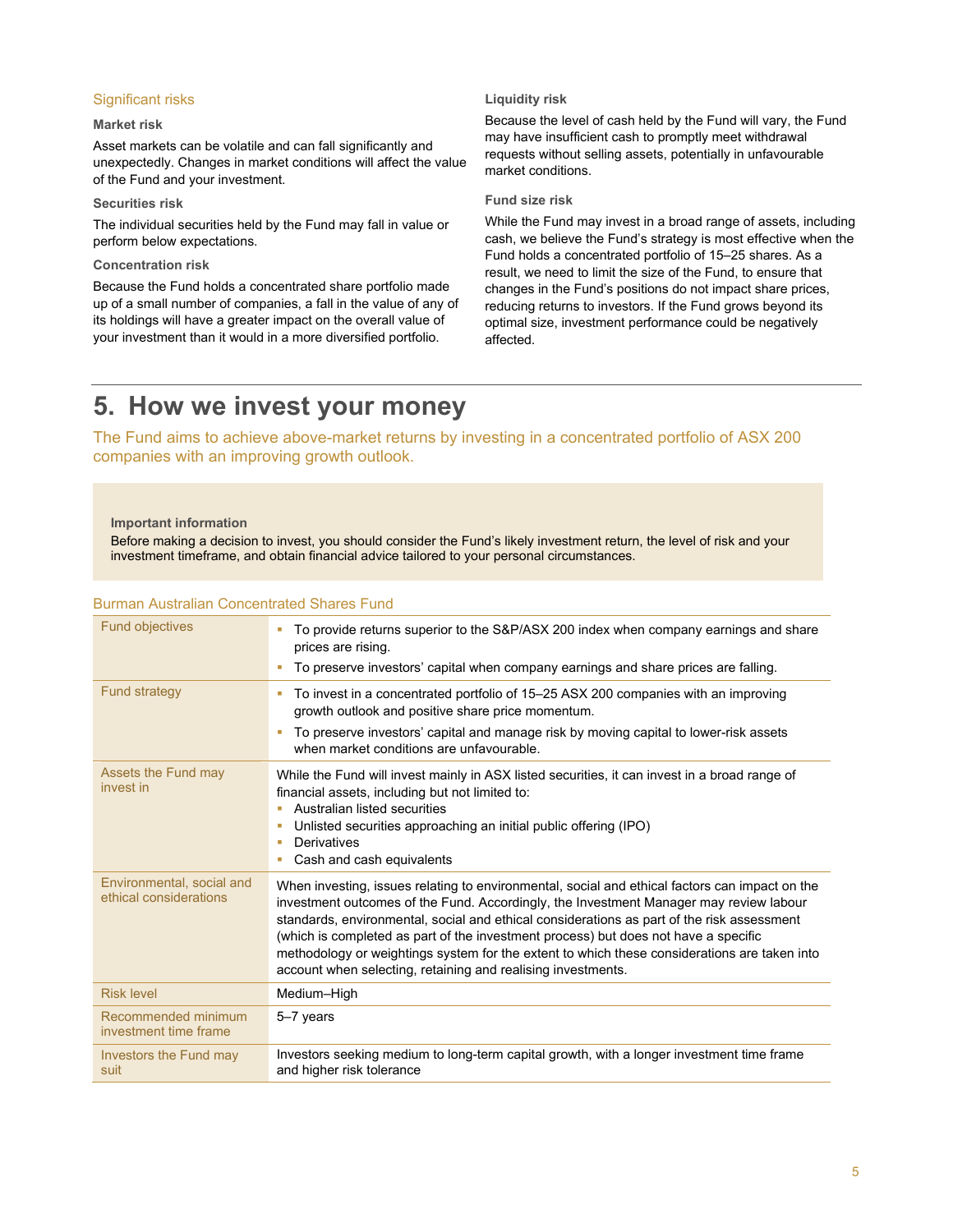### Significant risks

**Market risk**

Asset markets can be volatile and can fall significantly and unexpectedly. Changes in market conditions will affect the value of the Fund and your investment.

**Securities risk**

The individual securities held by the Fund may fall in value or perform below expectations.

**Concentration risk**

Because the Fund holds a concentrated share portfolio made up of a small number of companies, a fall in the value of any of its holdings will have a greater impact on the overall value of your investment than it would in a more diversified portfolio.

**Liquidity risk**

Because the level of cash held by the Fund will vary, the Fund may have insufficient cash to promptly meet withdrawal requests without selling assets, potentially in unfavourable market conditions.

**Fund size risk**

While the Fund may invest in a broad range of assets, including cash, we believe the Fund's strategy is most effective when the Fund holds a concentrated portfolio of 15–25 shares. As a result, we need to limit the size of the Fund, to ensure that changes in the Fund's positions do not impact share prices, reducing returns to investors. If the Fund grows beyond its optimal size, investment performance could be negatively affected.

# 5. How we invest your money

The Fund aims to achieve above-market returns by investing in a concentrated portfolio of ASX 200 companies with an improving growth outlook.

**Important information**

Before making a decision to invest, you should consider the Fund's likely investment return, the level of risk and your investment timeframe, and obtain financial advice tailored to your personal circumstances.

### Burman Australian Concentrated Shares Fund

| | |
|---|---|
| Fund objectives | ▪ To provide returns superior to the S&P/ASX 200 index when company earnings and share prices are rising.<br>▪ To preserve investors' capital when company earnings and share prices are falling. |
| Fund strategy | ▪ To invest in a concentrated portfolio of 15–25 ASX 200 companies with an improving growth outlook and positive share price momentum.<br>▪ To preserve investors' capital and manage risk by moving capital to lower-risk assets when market conditions are unfavourable. |
| Assets the Fund may invest in | While the Fund will invest mainly in ASX listed securities, it can invest in a broad range of financial assets, including but not limited to:<br>▪ Australian listed securities<br>▪ Unlisted securities approaching an initial public offering (IPO)<br>▪ Derivatives<br>▪ Cash and cash equivalents |
| Environmental, social and ethical considerations | When investing, issues relating to environmental, social and ethical factors can impact on the investment outcomes of the Fund. Accordingly, the Investment Manager may review labour standards, environmental, social and ethical considerations as part of the risk assessment (which is completed as part of the investment process) but does not have a specific methodology or weightings system for the extent to which these considerations are taken into account when selecting, retaining and realising investments. |
| Risk level | Medium–High |
| Recommended minimum investment time frame | 5–7 years |
| Investors the Fund may suit | Investors seeking medium to long-term capital growth, with a longer investment time frame and higher risk tolerance |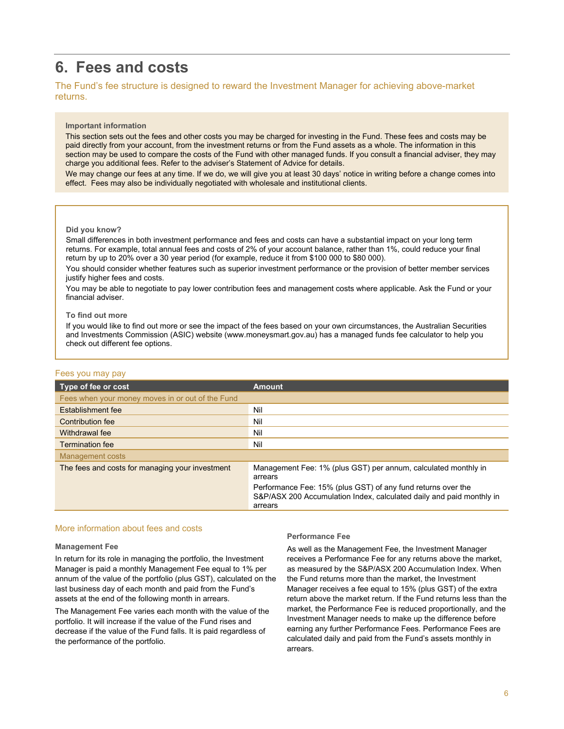# 6. Fees and costs

The Fund's fee structure is designed to reward the Investment Manager for achieving above-market returns.

**Important information**

This section sets out the fees and other costs you may be charged for investing in the Fund. These fees and costs may be paid directly from your account, from the investment returns or from the Fund assets as a whole. The information in this section may be used to compare the costs of the Fund with other managed funds. If you consult a financial adviser, they may charge you additional fees. Refer to the adviser's Statement of Advice for details.

We may change our fees at any time. If we do, we will give you at least 30 days' notice in writing before a change comes into effect. Fees may also be individually negotiated with wholesale and institutional clients.

**Did you know?**

Small differences in both investment performance and fees and costs can have a substantial impact on your long term returns. For example, total annual fees and costs of 2% of your account balance, rather than 1%, could reduce your final return by up to 20% over a 30 year period (for example, reduce it from $100 000 to $80 000).

You should consider whether features such as superior investment performance or the provision of better member services justify higher fees and costs.

You may be able to negotiate to pay lower contribution fees and management costs where applicable. Ask the Fund or your financial adviser.

**To find out more**

If you would like to find out more or see the impact of the fees based on your own circumstances, the Australian Securities and Investments Commission (ASIC) website (www.moneysmart.gov.au) has a managed funds fee calculator to help you check out different fee options.

## Fees you may pay

| Type of fee or cost | Amount |
|---|---|
| *Fees when your money moves in or out of the Fund* | |
| Establishment fee | Nil |
| Contribution fee | Nil |
| Withdrawal fee | Nil |
| Termination fee | Nil |
| *Management costs* | |
| The fees and costs for managing your investment | Management Fee: 1% (plus GST) per annum, calculated monthly in arrears<br>Performance Fee: 15% (plus GST) of any fund returns over the S&P/ASX 200 Accumulation Index, calculated daily and paid monthly in arrears |

## More information about fees and costs

**Management Fee**

In return for its role in managing the portfolio, the Investment Manager is paid a monthly Management Fee equal to 1% per annum of the value of the portfolio (plus GST), calculated on the last business day of each month and paid from the Fund's assets at the end of the following month in arrears.

The Management Fee varies each month with the value of the portfolio. It will increase if the value of the Fund rises and decrease if the value of the Fund falls. It is paid regardless of the performance of the portfolio.

**Performance Fee**

As well as the Management Fee, the Investment Manager receives a Performance Fee for any returns above the market, as measured by the S&P/ASX 200 Accumulation Index. When the Fund returns more than the market, the Investment Manager receives a fee equal to 15% (plus GST) of the extra return above the market return. If the Fund returns less than the market, the Performance Fee is reduced proportionally, and the Investment Manager needs to make up the difference before earning any further Performance Fees. Performance Fees are calculated daily and paid from the Fund's assets monthly in arrears.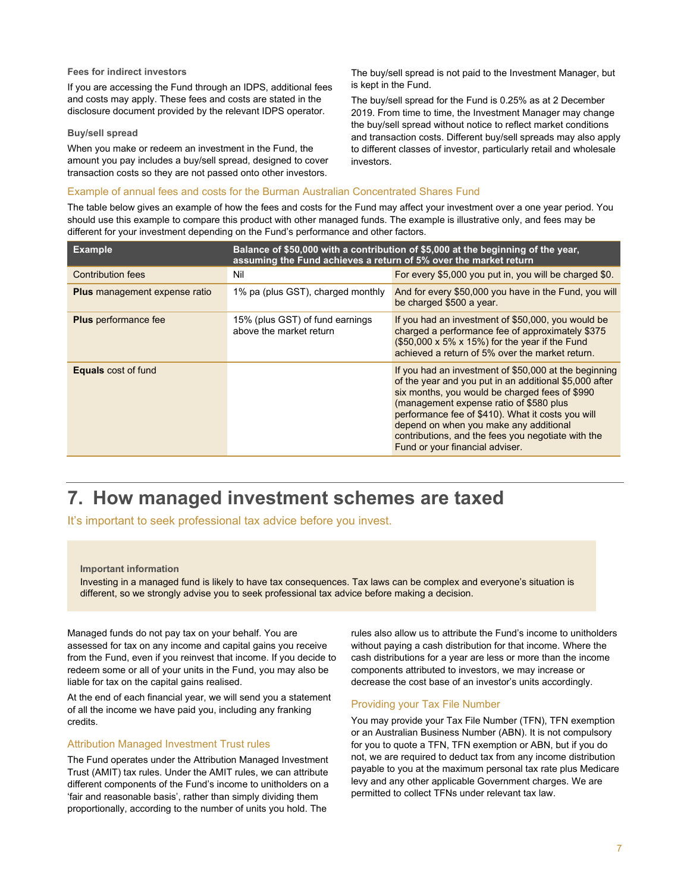#### Fees for indirect investors

If you are accessing the Fund through an IDPS, additional fees and costs may apply. These fees and costs are stated in the disclosure document provided by the relevant IDPS operator.

#### Buy/sell spread

When you make or redeem an investment in the Fund, the amount you pay includes a buy/sell spread, designed to cover transaction costs so they are not passed onto other investors.

The buy/sell spread is not paid to the Investment Manager, but is kept in the Fund.

The buy/sell spread for the Fund is 0.25% as at 2 December 2019. From time to time, the Investment Manager may change the buy/sell spread without notice to reflect market conditions and transaction costs. Different buy/sell spreads may also apply to different classes of investor, particularly retail and wholesale investors.

### Example of annual fees and costs for the Burman Australian Concentrated Shares Fund

The table below gives an example of how the fees and costs for the Fund may affect your investment over a one year period. You should use this example to compare this product with other managed funds. The example is illustrative only, and fees may be different for your investment depending on the Fund's performance and other factors.

| Example | Balance of $50,000 with a contribution of $5,000 at the beginning of the year, assuming the Fund achieves a return of 5% over the market return | |
|---|---|---|
| Contribution fees | Nil | For every $5,000 you put in, you will be charged $0. |
| **Plus** management expense ratio | 1% pa (plus GST), charged monthly | And for every $50,000 you have in the Fund, you will be charged $500 a year. |
| **Plus** performance fee | 15% (plus GST) of fund earnings above the market return | If you had an investment of $50,000, you would be charged a performance fee of approximately $375 ($50,000 x 5% x 15%) for the year if the Fund achieved a return of 5% over the market return. |
| **Equals** cost of fund | | If you had an investment of $50,000 at the beginning of the year and you put in an additional $5,000 after six months, you would be charged fees of $990 (management expense ratio of $580 plus performance fee of $410). What it costs you will depend on when you make any additional contributions, and the fees you negotiate with the Fund or your financial adviser. |

# 7. How managed investment schemes are taxed

It's important to seek professional tax advice before you invest.

**Important information**

Investing in a managed fund is likely to have tax consequences. Tax laws can be complex and everyone's situation is different, so we strongly advise you to seek professional tax advice before making a decision.

Managed funds do not pay tax on your behalf. You are assessed for tax on any income and capital gains you receive from the Fund, even if you reinvest that income. If you decide to redeem some or all of your units in the Fund, you may also be liable for tax on the capital gains realised.

At the end of each financial year, we will send you a statement of all the income we have paid you, including any franking credits.

### Attribution Managed Investment Trust rules

The Fund operates under the Attribution Managed Investment Trust (AMIT) tax rules. Under the AMIT rules, we can attribute different components of the Fund's income to unitholders on a 'fair and reasonable basis', rather than simply dividing them proportionally, according to the number of units you hold. The rules also allow us to attribute the Fund's income to unitholders without paying a cash distribution for that income. Where the cash distributions for a year are less or more than the income components attributed to investors, we may increase or decrease the cost base of an investor's units accordingly.

### Providing your Tax File Number

You may provide your Tax File Number (TFN), TFN exemption or an Australian Business Number (ABN). It is not compulsory for you to quote a TFN, TFN exemption or ABN, but if you do not, we are required to deduct tax from any income distribution payable to you at the maximum personal tax rate plus Medicare levy and any other applicable Government charges. We are permitted to collect TFNs under relevant tax law.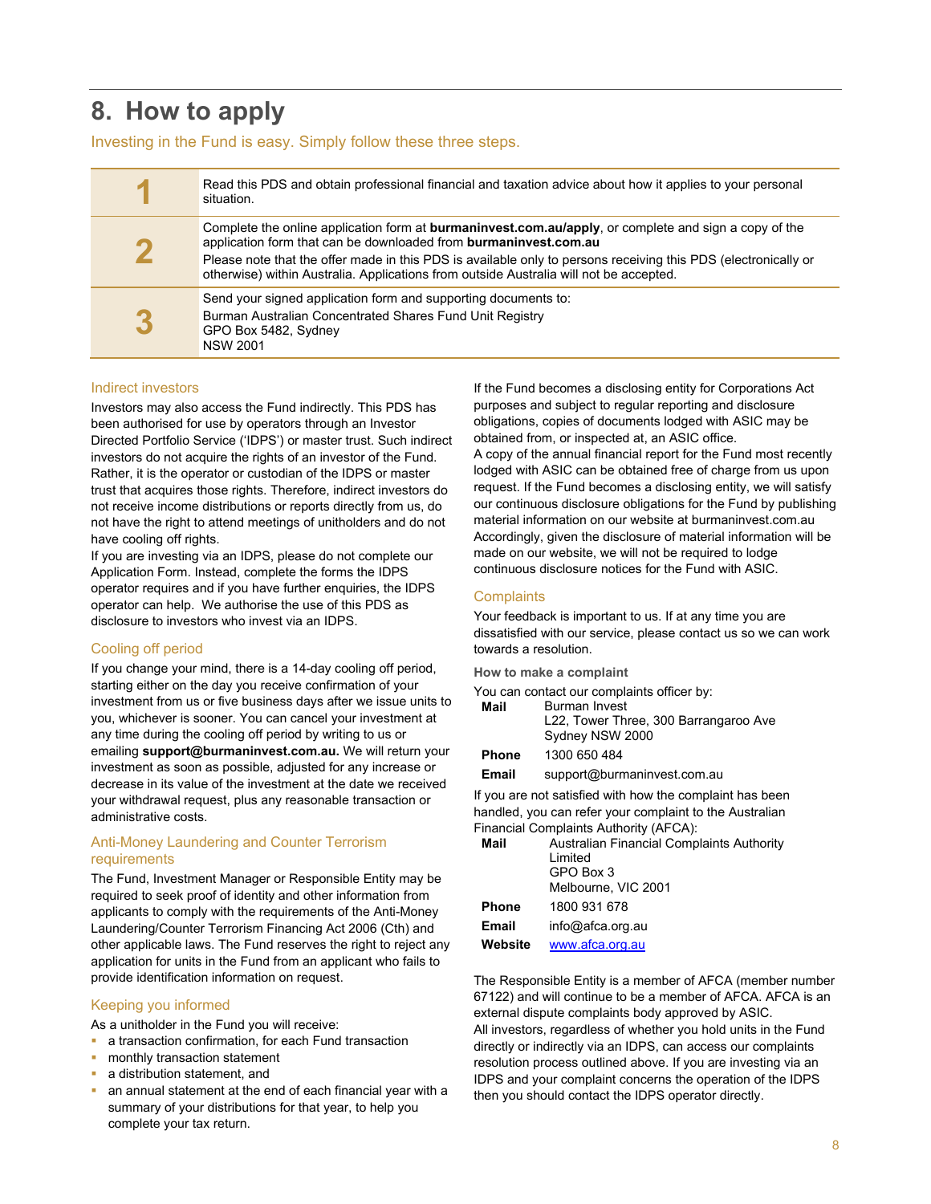# 8. How to apply

Investing in the Fund is easy. Simply follow these three steps.

| | |
|---|---|
| 1 | Read this PDS and obtain professional financial and taxation advice about how it applies to your personal situation. |
| 2 | Complete the online application form at **burmaninvest.com.au/apply**, or complete and sign a copy of the application form that can be downloaded from **burmaninvest.com.au**<br>Please note that the offer made in this PDS is available only to persons receiving this PDS (electronically or otherwise) within Australia. Applications from outside Australia will not be accepted. |
| 3 | Send your signed application form and supporting documents to:<br>Burman Australian Concentrated Shares Fund Unit Registry<br>GPO Box 5482, Sydney<br>NSW 2001 |

## Indirect investors

Investors may also access the Fund indirectly. This PDS has been authorised for use by operators through an Investor Directed Portfolio Service ('IDPS') or master trust. Such indirect investors do not acquire the rights of an investor of the Fund. Rather, it is the operator or custodian of the IDPS or master trust that acquires those rights. Therefore, indirect investors do not receive income distributions or reports directly from us, do not have the right to attend meetings of unitholders and do not have cooling off rights.

If you are investing via an IDPS, please do not complete our Application Form. Instead, complete the forms the IDPS operator requires and if you have further enquiries, the IDPS operator can help. We authorise the use of this PDS as disclosure to investors who invest via an IDPS.

## Cooling off period

If you change your mind, there is a 14-day cooling off period, starting either on the day you receive confirmation of your investment from us or five business days after we issue units to you, whichever is sooner. You can cancel your investment at any time during the cooling off period by writing to us or emailing **support@burmaninvest.com.au.** We will return your investment as soon as possible, adjusted for any increase or decrease in its value of the investment at the date we received your withdrawal request, plus any reasonable transaction or administrative costs.

## Anti-Money Laundering and Counter Terrorism requirements

The Fund, Investment Manager or Responsible Entity may be required to seek proof of identity and other information from applicants to comply with the requirements of the Anti-Money Laundering/Counter Terrorism Financing Act 2006 (Cth) and other applicable laws. The Fund reserves the right to reject any application for units in the Fund from an applicant who fails to provide identification information on request.

## Keeping you informed

As a unitholder in the Fund you will receive:

- a transaction confirmation, for each Fund transaction
- monthly transaction statement
- a distribution statement, and
- an annual statement at the end of each financial year with a summary of your distributions for that year, to help you complete your tax return.

If the Fund becomes a disclosing entity for Corporations Act purposes and subject to regular reporting and disclosure obligations, copies of documents lodged with ASIC may be obtained from, or inspected at, an ASIC office.

A copy of the annual financial report for the Fund most recently lodged with ASIC can be obtained free of charge from us upon request. If the Fund becomes a disclosing entity, we will satisfy our continuous disclosure obligations for the Fund by publishing material information on our website at burmaninvest.com.au Accordingly, given the disclosure of material information will be made on our website, we will not be required to lodge continuous disclosure notices for the Fund with ASIC.

## Complaints

Your feedback is important to us. If at any time you are dissatisfied with our service, please contact us so we can work towards a resolution.

### How to make a complaint

You can contact our complaints officer by:

| | |
|---|---|
| **Mail** | Burman Invest<br>L22, Tower Three, 300 Barrangaroo Ave<br>Sydney NSW 2000 |
| **Phone** | 1300 650 484 |
| **Email** | support@burmaninvest.com.au |

If you are not satisfied with how the complaint has been handled, you can refer your complaint to the Australian Financial Complaints Authority (AFCA):

| | |
|---|---|
| **Mail** | Australian Financial Complaints Authority Limited<br>GPO Box 3<br>Melbourne, VIC 2001 |
| **Phone** | 1800 931 678 |
| **Email** | info@afca.org.au |
| **Website** | www.afca.org.au |

The Responsible Entity is a member of AFCA (member number 67122) and will continue to be a member of AFCA. AFCA is an external dispute complaints body approved by ASIC.

All investors, regardless of whether you hold units in the Fund directly or indirectly via an IDPS, can access our complaints resolution process outlined above. If you are investing via an IDPS and your complaint concerns the operation of the IDPS then you should contact the IDPS operator directly.